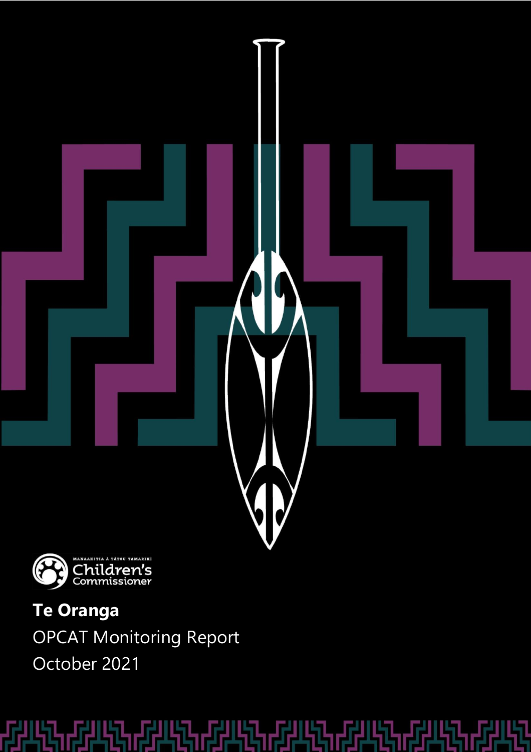MANAAKITIA Ā TĀTOU TAMARIKI
Children's Commissioner

# Te Oranga

OPCAT Monitoring Report

October 2021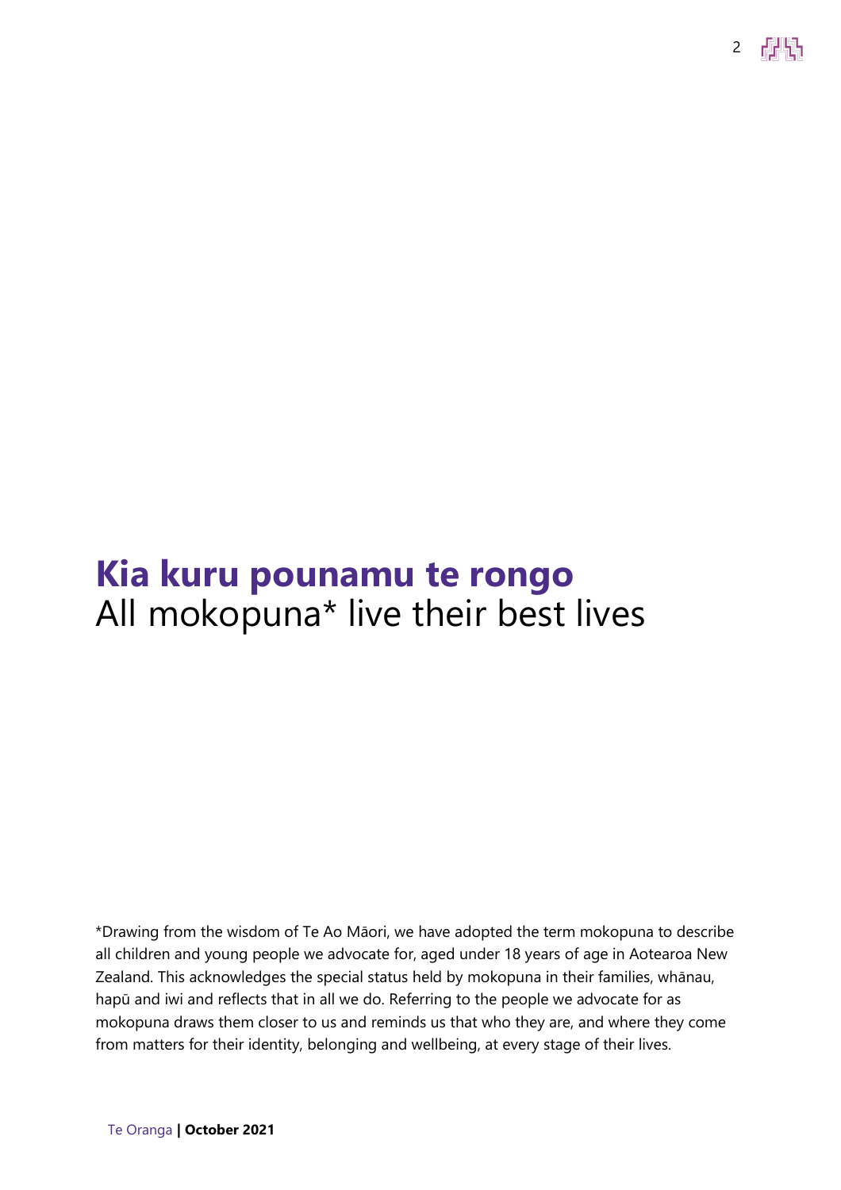# Kia kuru pounamu te rongo

All mokopuna* live their best lives

*Drawing from the wisdom of Te Ao Māori, we have adopted the term mokopuna to describe all children and young people we advocate for, aged under 18 years of age in Aotearoa New Zealand. This acknowledges the special status held by mokopuna in their families, whānau, hapū and iwi and reflects that in all we do. Referring to the people we advocate for as mokopuna draws them closer to us and reminds us that who they are, and where they come from matters for their identity, belonging and wellbeing, at every stage of their lives.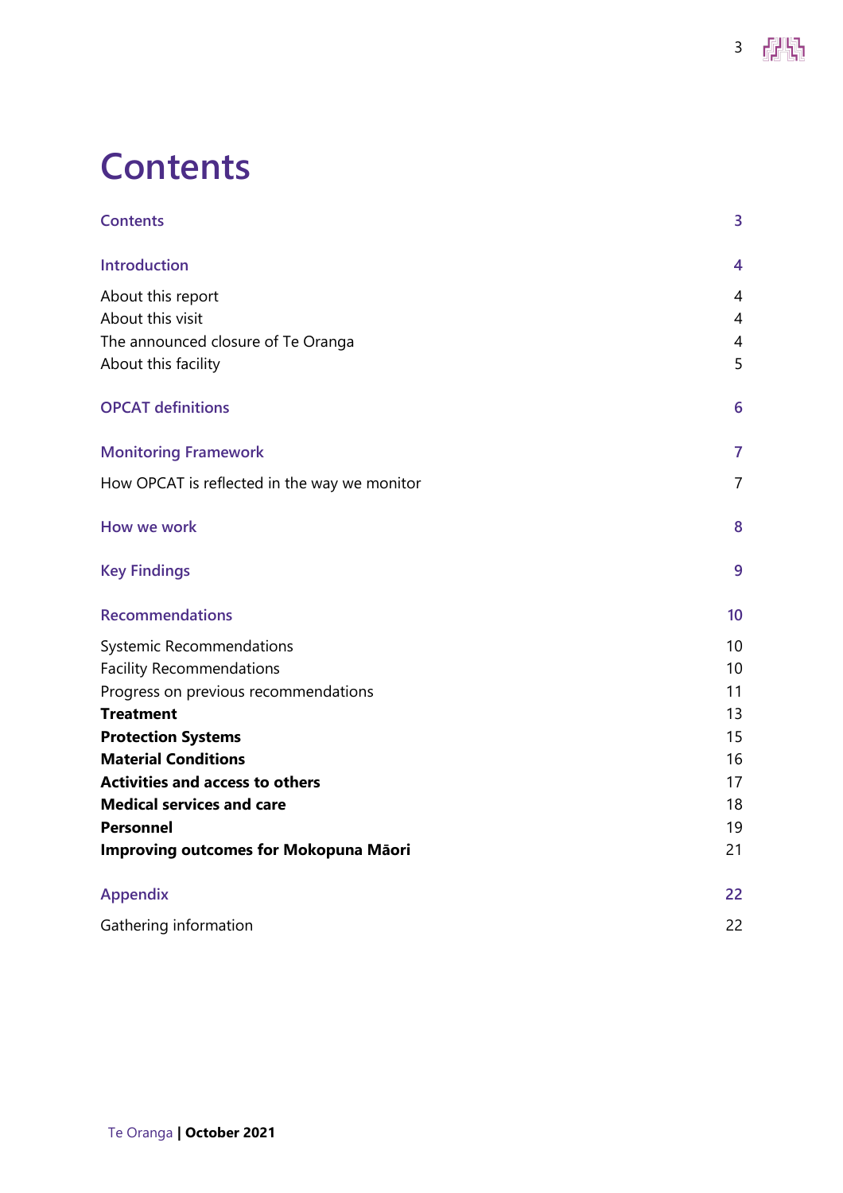# Contents

| | |
|---|---|
| Contents | 3 |
| Introduction | 4 |
| About this report | 4 |
| About this visit | 4 |
| The announced closure of Te Oranga | 4 |
| About this facility | 5 |
| OPCAT definitions | 6 |
| Monitoring Framework | 7 |
| How OPCAT is reflected in the way we monitor | 7 |
| How we work | 8 |
| Key Findings | 9 |
| Recommendations | 10 |
| Systemic Recommendations | 10 |
| Facility Recommendations | 10 |
| Progress on previous recommendations | 11 |
| **Treatment** | 13 |
| **Protection Systems** | 15 |
| **Material Conditions** | 16 |
| **Activities and access to others** | 17 |
| **Medical services and care** | 18 |
| **Personnel** | 19 |
| **Improving outcomes for Mokopuna Māori** | 21 |
| Appendix | 22 |
| Gathering information | 22 |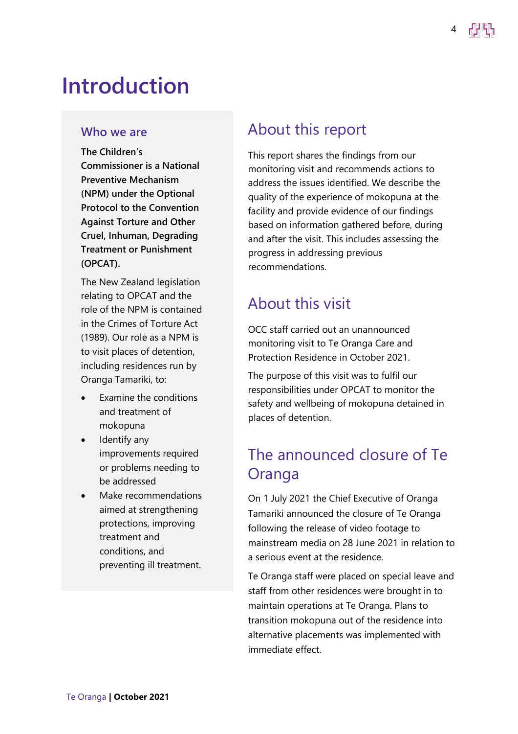# Introduction

## Who we are

**The Children's Commissioner is a National Preventive Mechanism (NPM) under the Optional Protocol to the Convention Against Torture and Other Cruel, Inhuman, Degrading Treatment or Punishment (OPCAT).**

The New Zealand legislation relating to OPCAT and the role of the NPM is contained in the Crimes of Torture Act (1989). Our role as a NPM is to visit places of detention, including residences run by Oranga Tamariki, to:

- Examine the conditions and treatment of mokopuna
- Identify any improvements required or problems needing to be addressed
- Make recommendations aimed at strengthening protections, improving treatment and conditions, and preventing ill treatment.

## About this report

This report shares the findings from our monitoring visit and recommends actions to address the issues identified. We describe the quality of the experience of mokopuna at the facility and provide evidence of our findings based on information gathered before, during and after the visit. This includes assessing the progress in addressing previous recommendations.

## About this visit

OCC staff carried out an unannounced monitoring visit to Te Oranga Care and Protection Residence in October 2021.

The purpose of this visit was to fulfil our responsibilities under OPCAT to monitor the safety and wellbeing of mokopuna detained in places of detention.

## The announced closure of Te Oranga

On 1 July 2021 the Chief Executive of Oranga Tamariki announced the closure of Te Oranga following the release of video footage to mainstream media on 28 June 2021 in relation to a serious event at the residence.

Te Oranga staff were placed on special leave and staff from other residences were brought in to maintain operations at Te Oranga. Plans to transition mokopuna out of the residence into alternative placements was implemented with immediate effect.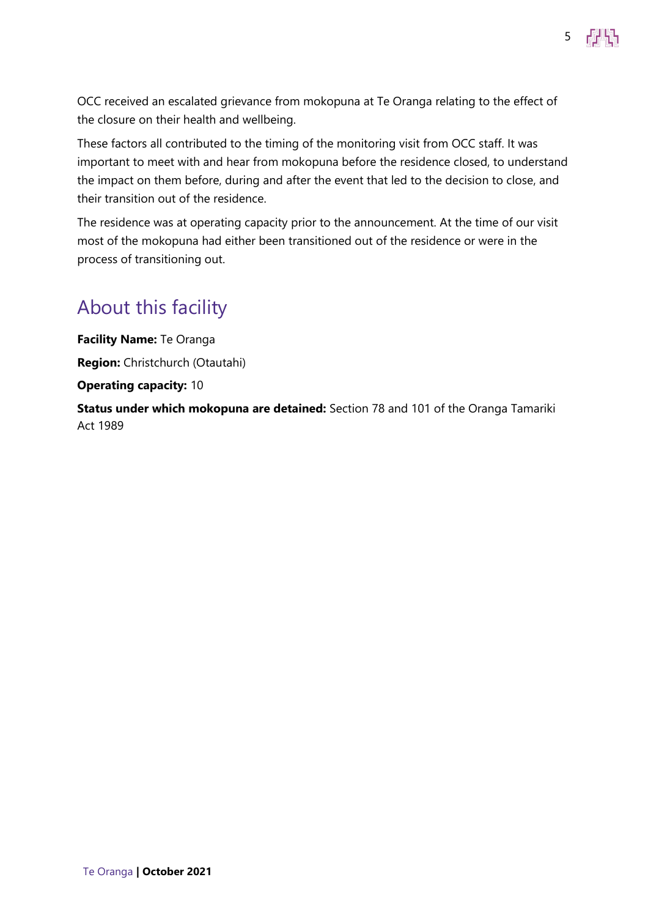OCC received an escalated grievance from mokopuna at Te Oranga relating to the effect of the closure on their health and wellbeing.

These factors all contributed to the timing of the monitoring visit from OCC staff. It was important to meet with and hear from mokopuna before the residence closed, to understand the impact on them before, during and after the event that led to the decision to close, and their transition out of the residence.

The residence was at operating capacity prior to the announcement. At the time of our visit most of the mokopuna had either been transitioned out of the residence or were in the process of transitioning out.

## About this facility

**Facility Name:** Te Oranga

**Region:** Christchurch (Otautahi)

**Operating capacity:** 10

**Status under which mokopuna are detained:** Section 78 and 101 of the Oranga Tamariki Act 1989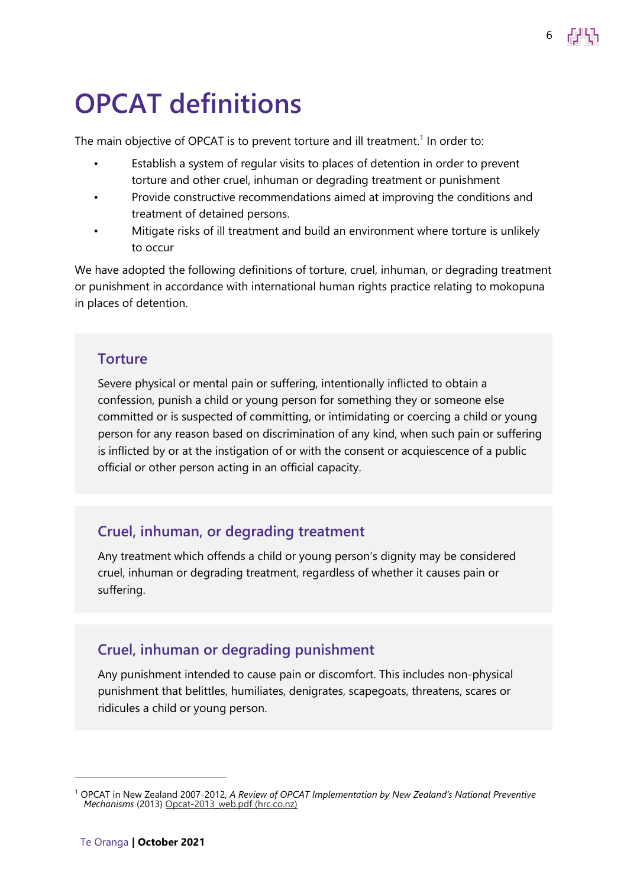# OPCAT definitions

The main objective of OPCAT is to prevent torture and ill treatment.[1] In order to:

- Establish a system of regular visits to places of detention in order to prevent torture and other cruel, inhuman or degrading treatment or punishment
- Provide constructive recommendations aimed at improving the conditions and treatment of detained persons.
- Mitigate risks of ill treatment and build an environment where torture is unlikely to occur

We have adopted the following definitions of torture, cruel, inhuman, or degrading treatment or punishment in accordance with international human rights practice relating to mokopuna in places of detention.

### Torture

Severe physical or mental pain or suffering, intentionally inflicted to obtain a confession, punish a child or young person for something they or someone else committed or is suspected of committing, or intimidating or coercing a child or young person for any reason based on discrimination of any kind, when such pain or suffering is inflicted by or at the instigation of or with the consent or acquiescence of a public official or other person acting in an official capacity.

### Cruel, inhuman, or degrading treatment

Any treatment which offends a child or young person's dignity may be considered cruel, inhuman or degrading treatment, regardless of whether it causes pain or suffering.

### Cruel, inhuman or degrading punishment

Any punishment intended to cause pain or discomfort. This includes non-physical punishment that belittles, humiliates, denigrates, scapegoats, threatens, scares or ridicules a child or young person.

---

[1] OPCAT in New Zealand 2007-2012, *A Review of OPCAT Implementation by New Zealand's National Preventive Mechanisms* (2013) Opcat-2013_web.pdf (hrc.co.nz)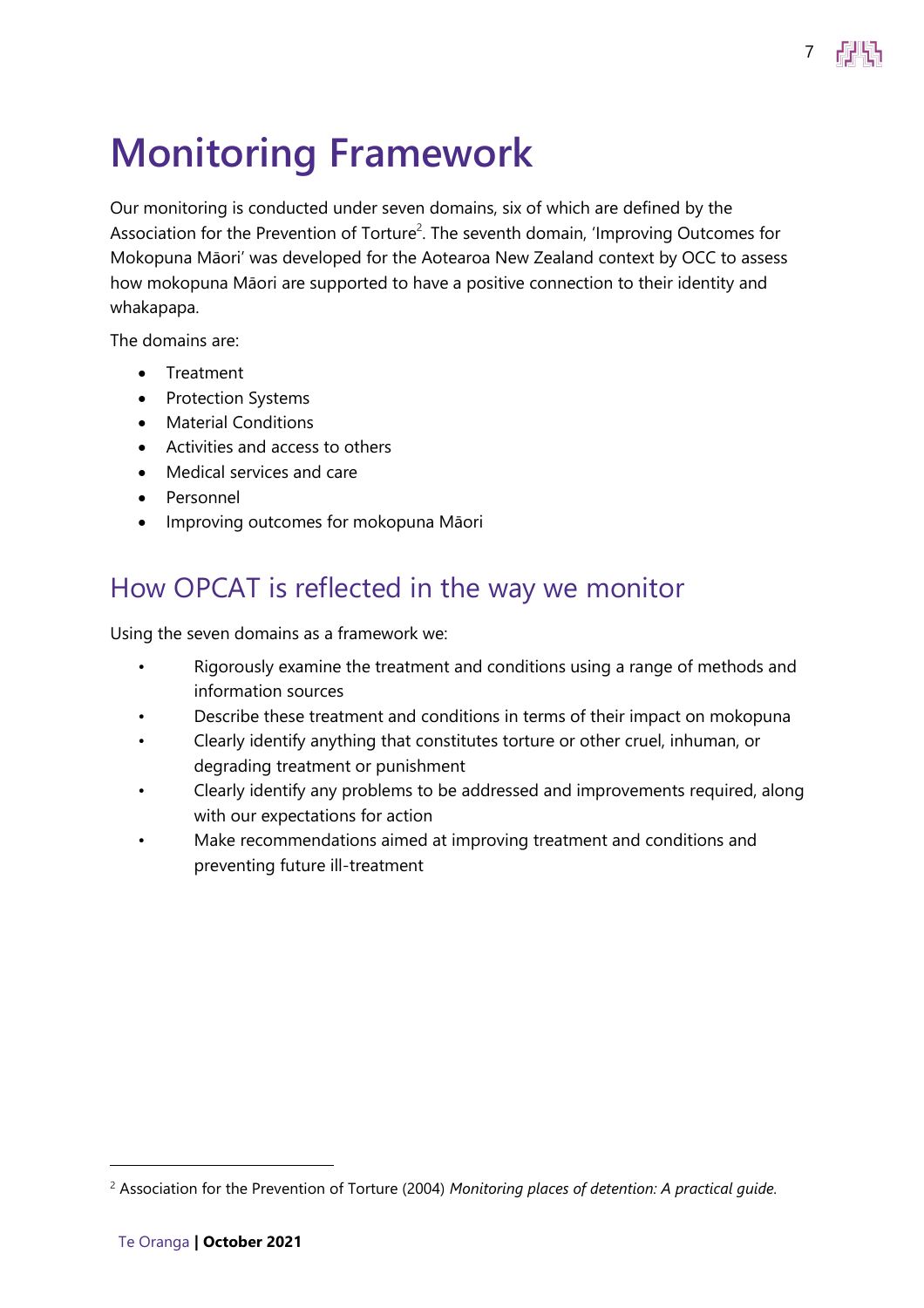# Monitoring Framework

Our monitoring is conducted under seven domains, six of which are defined by the Association for the Prevention of Torture[2]. The seventh domain, 'Improving Outcomes for Mokopuna Māori' was developed for the Aotearoa New Zealand context by OCC to assess how mokopuna Māori are supported to have a positive connection to their identity and whakapapa.

The domains are:

- Treatment
- Protection Systems
- Material Conditions
- Activities and access to others
- Medical services and care
- Personnel
- Improving outcomes for mokopuna Māori

## How OPCAT is reflected in the way we monitor

Using the seven domains as a framework we:

- Rigorously examine the treatment and conditions using a range of methods and information sources
- Describe these treatment and conditions in terms of their impact on mokopuna
- Clearly identify anything that constitutes torture or other cruel, inhuman, or degrading treatment or punishment
- Clearly identify any problems to be addressed and improvements required, along with our expectations for action
- Make recommendations aimed at improving treatment and conditions and preventing future ill-treatment

[2] Association for the Prevention of Torture (2004) *Monitoring places of detention: A practical guide.*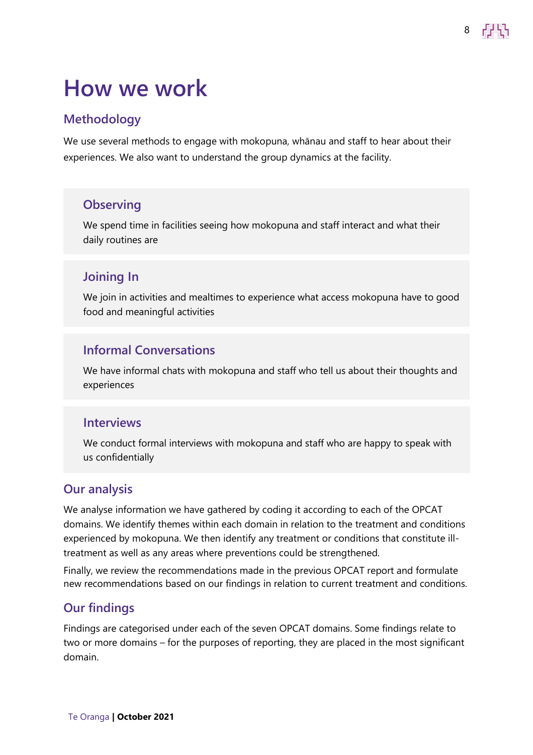# How we work

## Methodology

We use several methods to engage with mokopuna, whānau and staff to hear about their experiences. We also want to understand the group dynamics at the facility.

### Observing

We spend time in facilities seeing how mokopuna and staff interact and what their daily routines are

### Joining In

We join in activities and mealtimes to experience what access mokopuna have to good food and meaningful activities

### Informal Conversations

We have informal chats with mokopuna and staff who tell us about their thoughts and experiences

### Interviews

We conduct formal interviews with mokopuna and staff who are happy to speak with us confidentially

## Our analysis

We analyse information we have gathered by coding it according to each of the OPCAT domains. We identify themes within each domain in relation to the treatment and conditions experienced by mokopuna. We then identify any treatment or conditions that constitute ill-treatment as well as any areas where preventions could be strengthened.

Finally, we review the recommendations made in the previous OPCAT report and formulate new recommendations based on our findings in relation to current treatment and conditions.

## Our findings

Findings are categorised under each of the seven OPCAT domains. Some findings relate to two or more domains – for the purposes of reporting, they are placed in the most significant domain.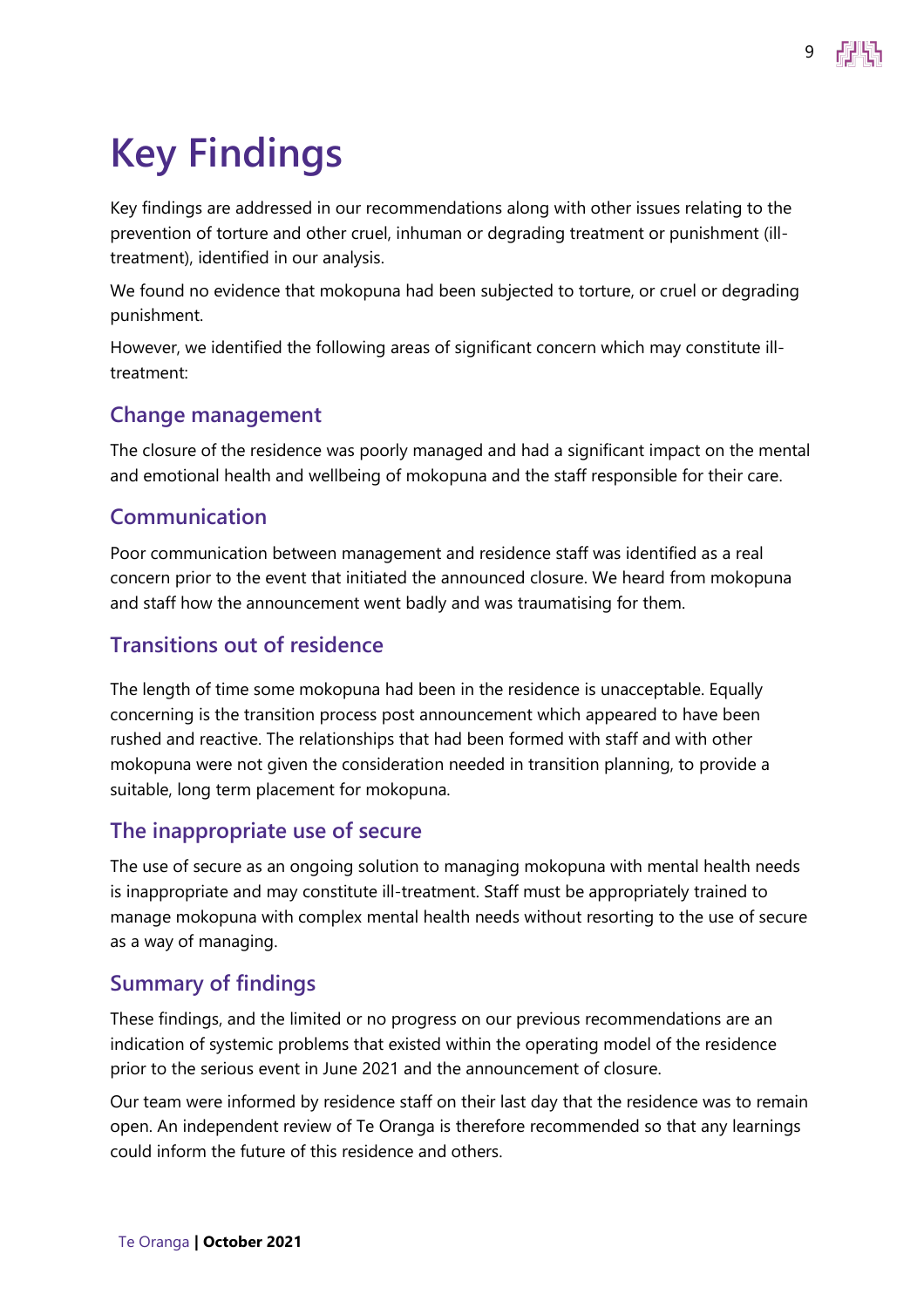# Key Findings

Key findings are addressed in our recommendations along with other issues relating to the prevention of torture and other cruel, inhuman or degrading treatment or punishment (ill-treatment), identified in our analysis.

We found no evidence that mokopuna had been subjected to torture, or cruel or degrading punishment.

However, we identified the following areas of significant concern which may constitute ill-treatment:

## Change management

The closure of the residence was poorly managed and had a significant impact on the mental and emotional health and wellbeing of mokopuna and the staff responsible for their care.

## Communication

Poor communication between management and residence staff was identified as a real concern prior to the event that initiated the announced closure. We heard from mokopuna and staff how the announcement went badly and was traumatising for them.

## Transitions out of residence

The length of time some mokopuna had been in the residence is unacceptable. Equally concerning is the transition process post announcement which appeared to have been rushed and reactive. The relationships that had been formed with staff and with other mokopuna were not given the consideration needed in transition planning, to provide a suitable, long term placement for mokopuna.

## The inappropriate use of secure

The use of secure as an ongoing solution to managing mokopuna with mental health needs is inappropriate and may constitute ill-treatment. Staff must be appropriately trained to manage mokopuna with complex mental health needs without resorting to the use of secure as a way of managing.

## Summary of findings

These findings, and the limited or no progress on our previous recommendations are an indication of systemic problems that existed within the operating model of the residence prior to the serious event in June 2021 and the announcement of closure.

Our team were informed by residence staff on their last day that the residence was to remain open. An independent review of Te Oranga is therefore recommended so that any learnings could inform the future of this residence and others.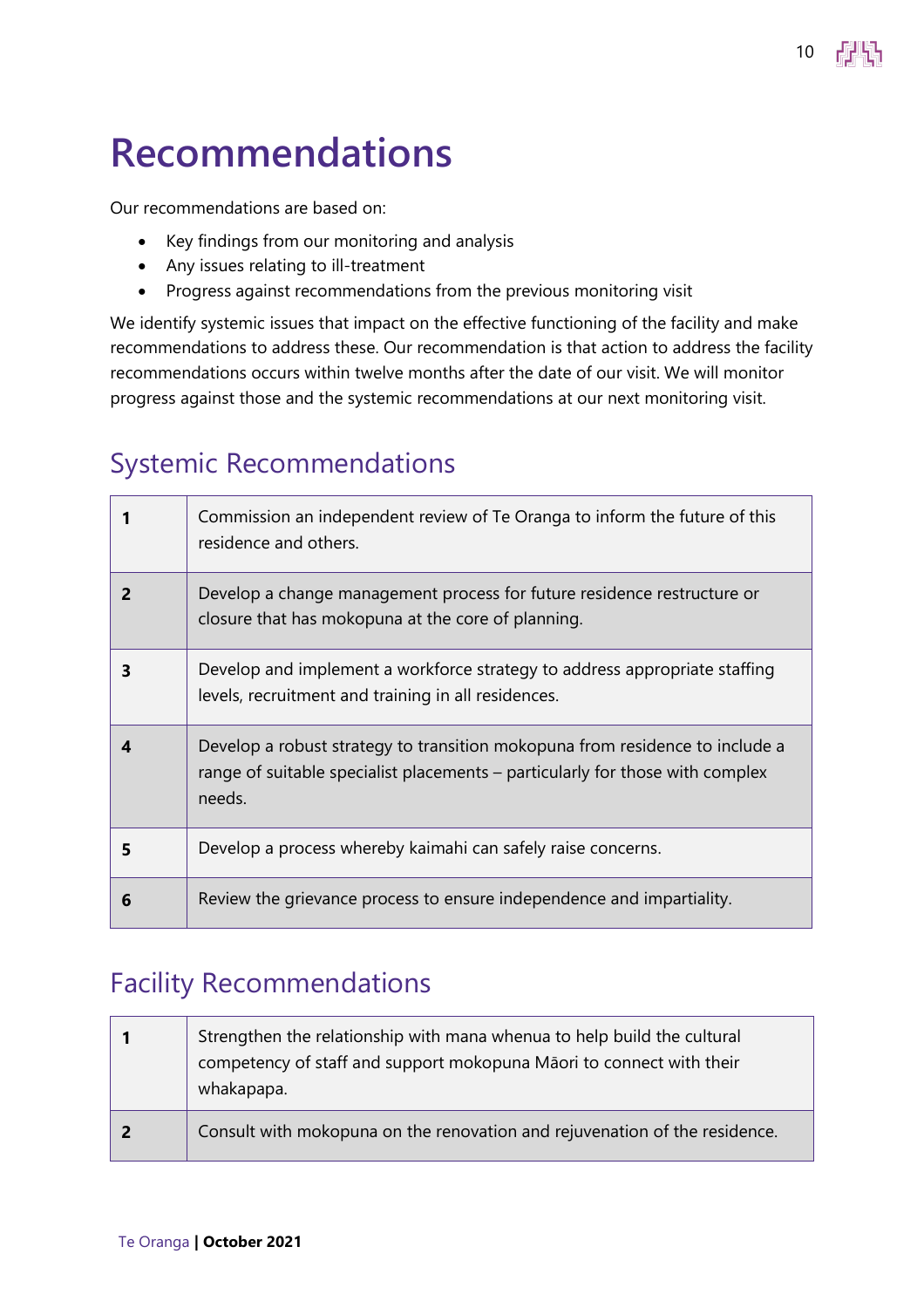# Recommendations

Our recommendations are based on:

- Key findings from our monitoring and analysis
- Any issues relating to ill-treatment
- Progress against recommendations from the previous monitoring visit

We identify systemic issues that impact on the effective functioning of the facility and make recommendations to address these. Our recommendation is that action to address the facility recommendations occurs within twelve months after the date of our visit. We will monitor progress against those and the systemic recommendations at our next monitoring visit.

## Systemic Recommendations

| | |
|---|---|
| **1** | Commission an independent review of Te Oranga to inform the future of this residence and others. |
| **2** | Develop a change management process for future residence restructure or closure that has mokopuna at the core of planning. |
| **3** | Develop and implement a workforce strategy to address appropriate staffing levels, recruitment and training in all residences. |
| **4** | Develop a robust strategy to transition mokopuna from residence to include a range of suitable specialist placements – particularly for those with complex needs. |
| **5** | Develop a process whereby kaimahi can safely raise concerns. |
| **6** | Review the grievance process to ensure independence and impartiality. |

## Facility Recommendations

| | |
|---|---|
| **1** | Strengthen the relationship with mana whenua to help build the cultural competency of staff and support mokopuna Māori to connect with their whakapapa. |
| **2** | Consult with mokopuna on the renovation and rejuvenation of the residence. |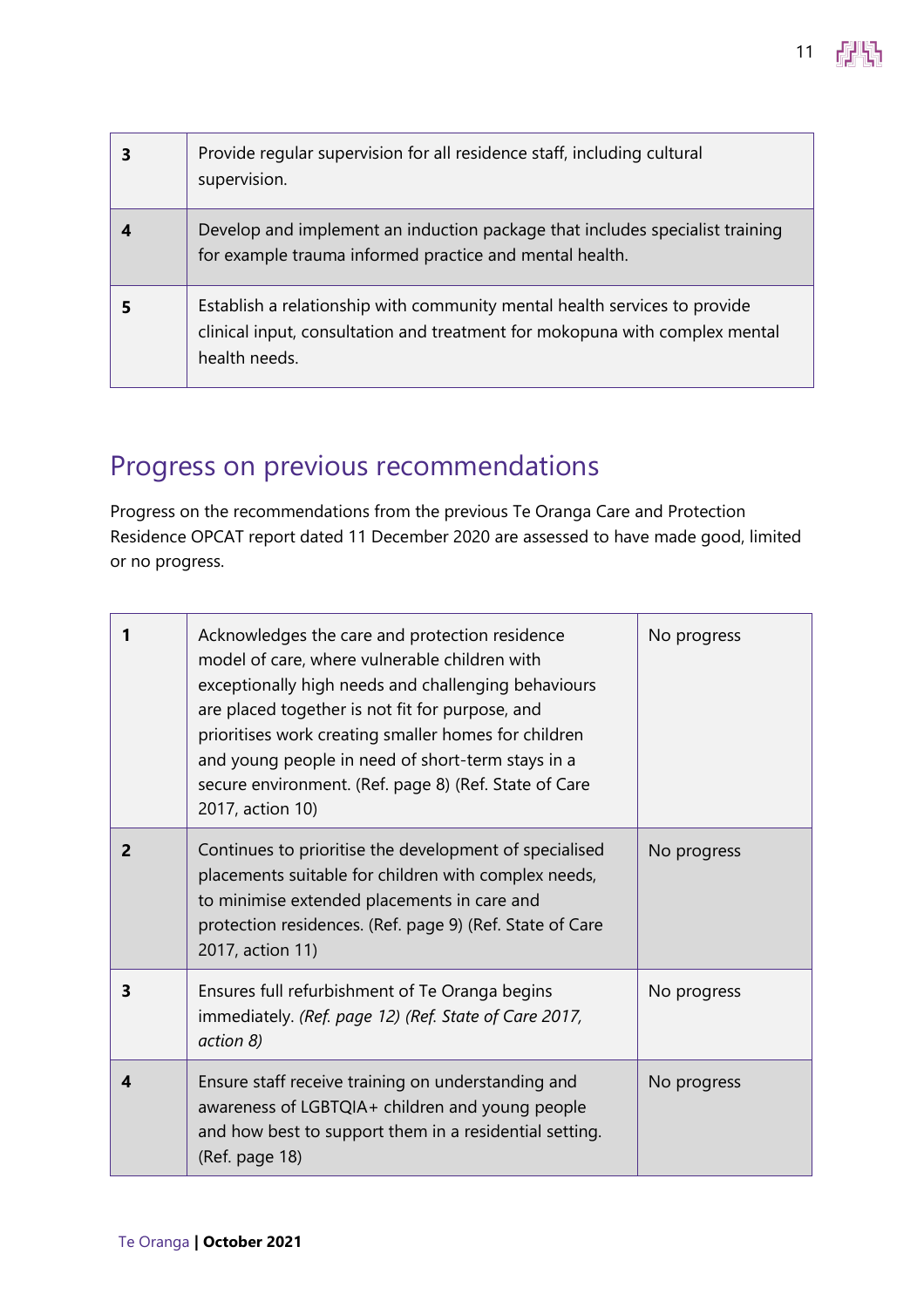| | |
|---|---|
| **3** | Provide regular supervision for all residence staff, including cultural supervision. |
| **4** | Develop and implement an induction package that includes specialist training for example trauma informed practice and mental health. |
| **5** | Establish a relationship with community mental health services to provide clinical input, consultation and treatment for mokopuna with complex mental health needs. |

## Progress on previous recommendations

Progress on the recommendations from the previous Te Oranga Care and Protection Residence OPCAT report dated 11 December 2020 are assessed to have made good, limited or no progress.

| | | |
|---|---|---|
| **1** | Acknowledges the care and protection residence model of care, where vulnerable children with exceptionally high needs and challenging behaviours are placed together is not fit for purpose, and prioritises work creating smaller homes for children and young people in need of short-term stays in a secure environment. (Ref. page 8) (Ref. State of Care 2017, action 10) | No progress |
| **2** | Continues to prioritise the development of specialised placements suitable for children with complex needs, to minimise extended placements in care and protection residences. (Ref. page 9) (Ref. State of Care 2017, action 11) | No progress |
| **3** | Ensures full refurbishment of Te Oranga begins immediately. *(Ref. page 12) (Ref. State of Care 2017, action 8)* | No progress |
| **4** | Ensure staff receive training on understanding and awareness of LGBTQIA+ children and young people and how best to support them in a residential setting. (Ref. page 18) | No progress |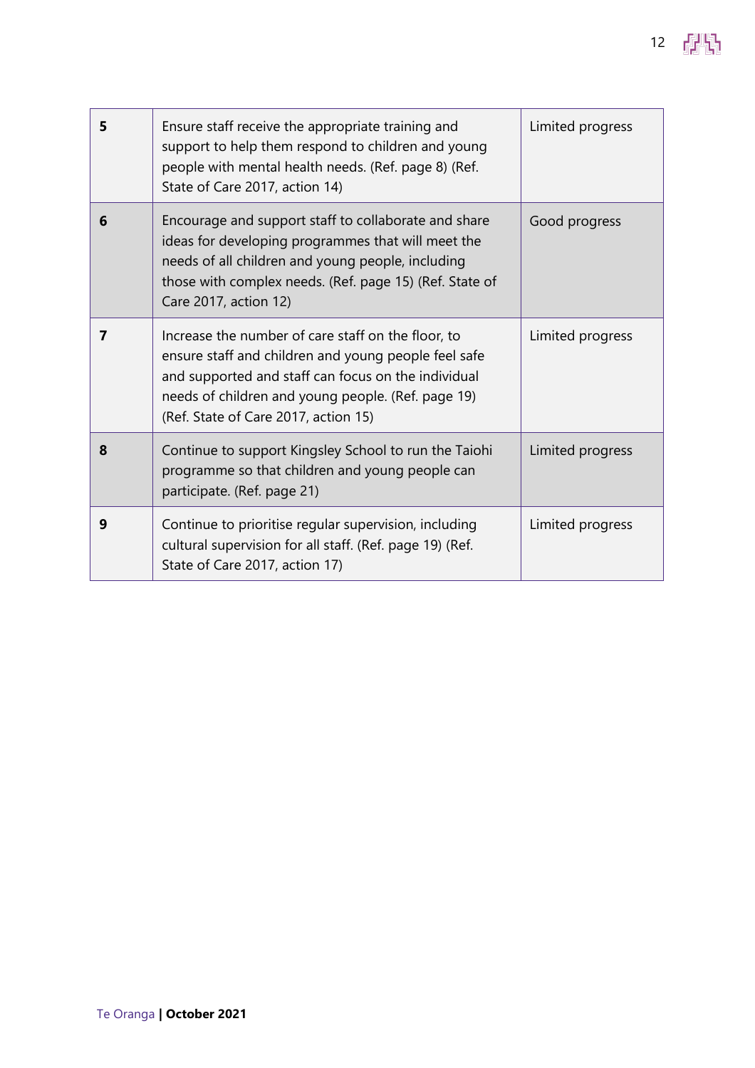| | | |
|---|---|---|
| **5** | Ensure staff receive the appropriate training and support to help them respond to children and young people with mental health needs. (Ref. page 8) (Ref. State of Care 2017, action 14) | Limited progress |
| **6** | Encourage and support staff to collaborate and share ideas for developing programmes that will meet the needs of all children and young people, including those with complex needs. (Ref. page 15) (Ref. State of Care 2017, action 12) | Good progress |
| **7** | Increase the number of care staff on the floor, to ensure staff and children and young people feel safe and supported and staff can focus on the individual needs of children and young people. (Ref. page 19) (Ref. State of Care 2017, action 15) | Limited progress |
| **8** | Continue to support Kingsley School to run the Taiohi programme so that children and young people can participate. (Ref. page 21) | Limited progress |
| **9** | Continue to prioritise regular supervision, including cultural supervision for all staff. (Ref. page 19) (Ref. State of Care 2017, action 17) | Limited progress |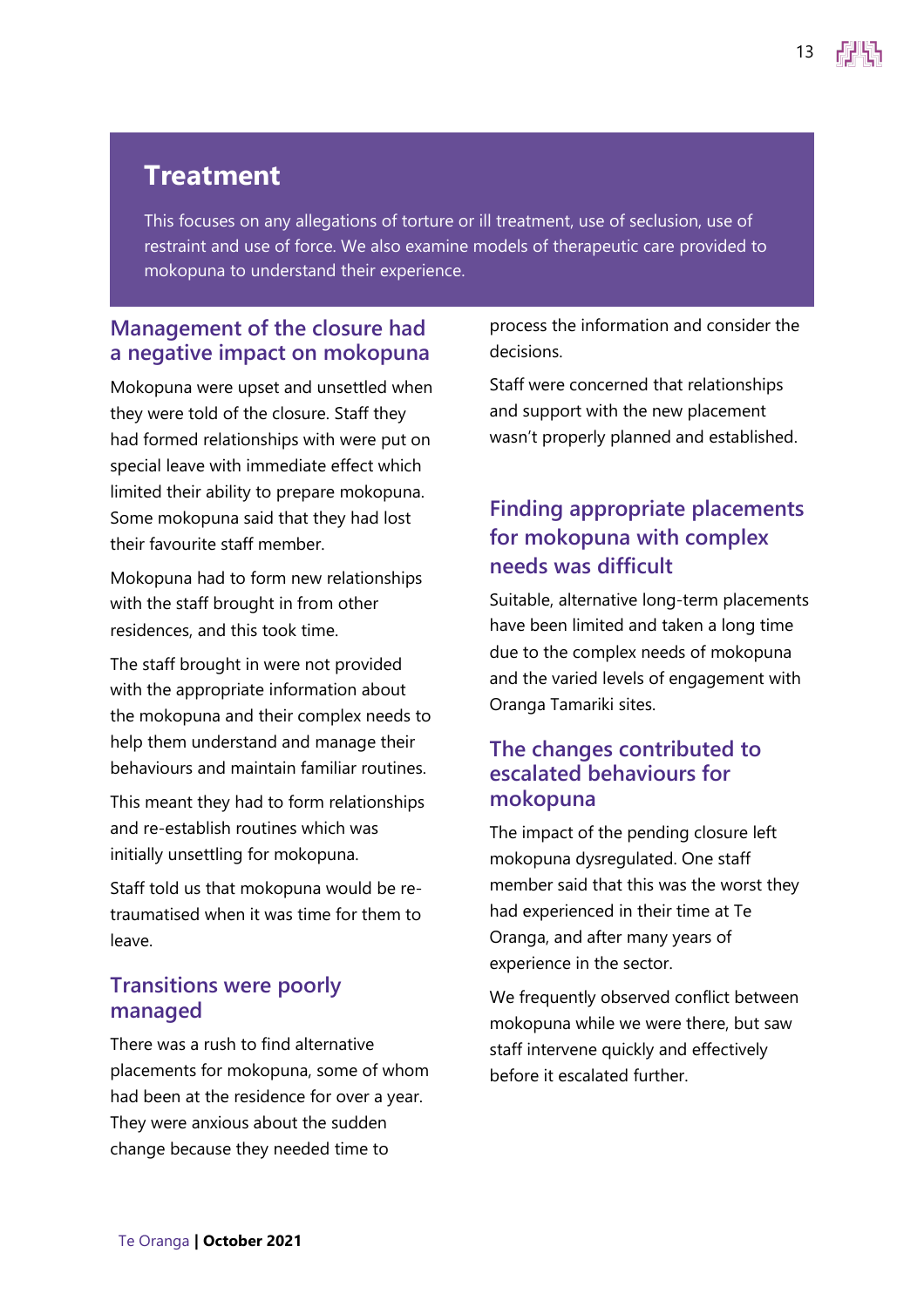## Treatment

This focuses on any allegations of torture or ill treatment, use of seclusion, use of restraint and use of force. We also examine models of therapeutic care provided to mokopuna to understand their experience.

### Management of the closure had a negative impact on mokopuna

Mokopuna were upset and unsettled when they were told of the closure. Staff they had formed relationships with were put on special leave with immediate effect which limited their ability to prepare mokopuna. Some mokopuna said that they had lost their favourite staff member.

Mokopuna had to form new relationships with the staff brought in from other residences, and this took time.

The staff brought in were not provided with the appropriate information about the mokopuna and their complex needs to help them understand and manage their behaviours and maintain familiar routines.

This meant they had to form relationships and re-establish routines which was initially unsettling for mokopuna.

Staff told us that mokopuna would be re-traumatised when it was time for them to leave.

### Transitions were poorly managed

There was a rush to find alternative placements for mokopuna, some of whom had been at the residence for over a year. They were anxious about the sudden change because they needed time to process the information and consider the decisions.

Staff were concerned that relationships and support with the new placement wasn't properly planned and established.

### Finding appropriate placements for mokopuna with complex needs was difficult

Suitable, alternative long-term placements have been limited and taken a long time due to the complex needs of mokopuna and the varied levels of engagement with Oranga Tamariki sites.

### The changes contributed to escalated behaviours for mokopuna

The impact of the pending closure left mokopuna dysregulated. One staff member said that this was the worst they had experienced in their time at Te Oranga, and after many years of experience in the sector.

We frequently observed conflict between mokopuna while we were there, but saw staff intervene quickly and effectively before it escalated further.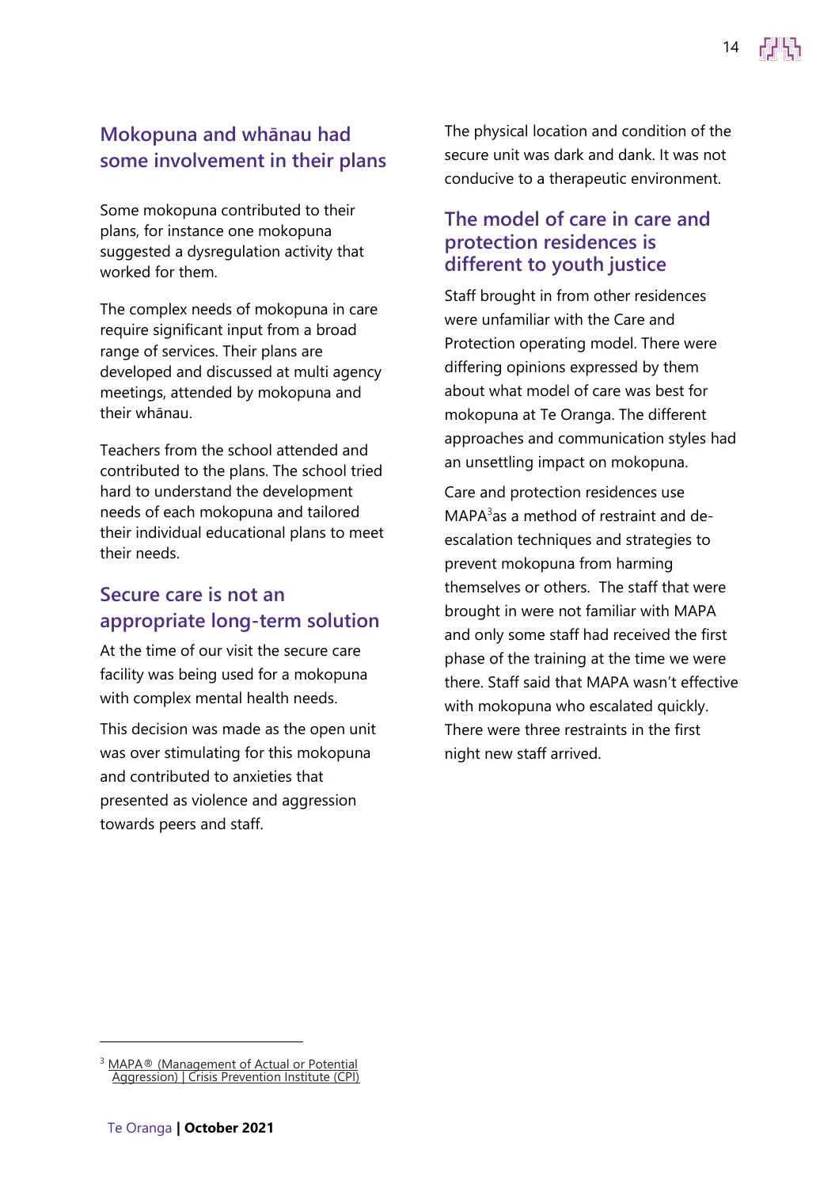## Mokopuna and whānau had some involvement in their plans

Some mokopuna contributed to their plans, for instance one mokopuna suggested a dysregulation activity that worked for them.

The complex needs of mokopuna in care require significant input from a broad range of services. Their plans are developed and discussed at multi agency meetings, attended by mokopuna and their whānau.

Teachers from the school attended and contributed to the plans. The school tried hard to understand the development needs of each mokopuna and tailored their individual educational plans to meet their needs.

## Secure care is not an appropriate long-term solution

At the time of our visit the secure care facility was being used for a mokopuna with complex mental health needs.

This decision was made as the open unit was over stimulating for this mokopuna and contributed to anxieties that presented as violence and aggression towards peers and staff.

The physical location and condition of the secure unit was dark and dank. It was not conducive to a therapeutic environment.

## The model of care in care and protection residences is different to youth justice

Staff brought in from other residences were unfamiliar with the Care and Protection operating model. There were differing opinions expressed by them about what model of care was best for mokopuna at Te Oranga. The different approaches and communication styles had an unsettling impact on mokopuna.

Care and protection residences use MAPA[3]as a method of restraint and de-escalation techniques and strategies to prevent mokopuna from harming themselves or others. The staff that were brought in were not familiar with MAPA and only some staff had received the first phase of the training at the time we were there. Staff said that MAPA wasn't effective with mokopuna who escalated quickly. There were three restraints in the first night new staff arrived.

---

[3] MAPA® (Management of Actual or Potential Aggression) | Crisis Prevention Institute (CPI)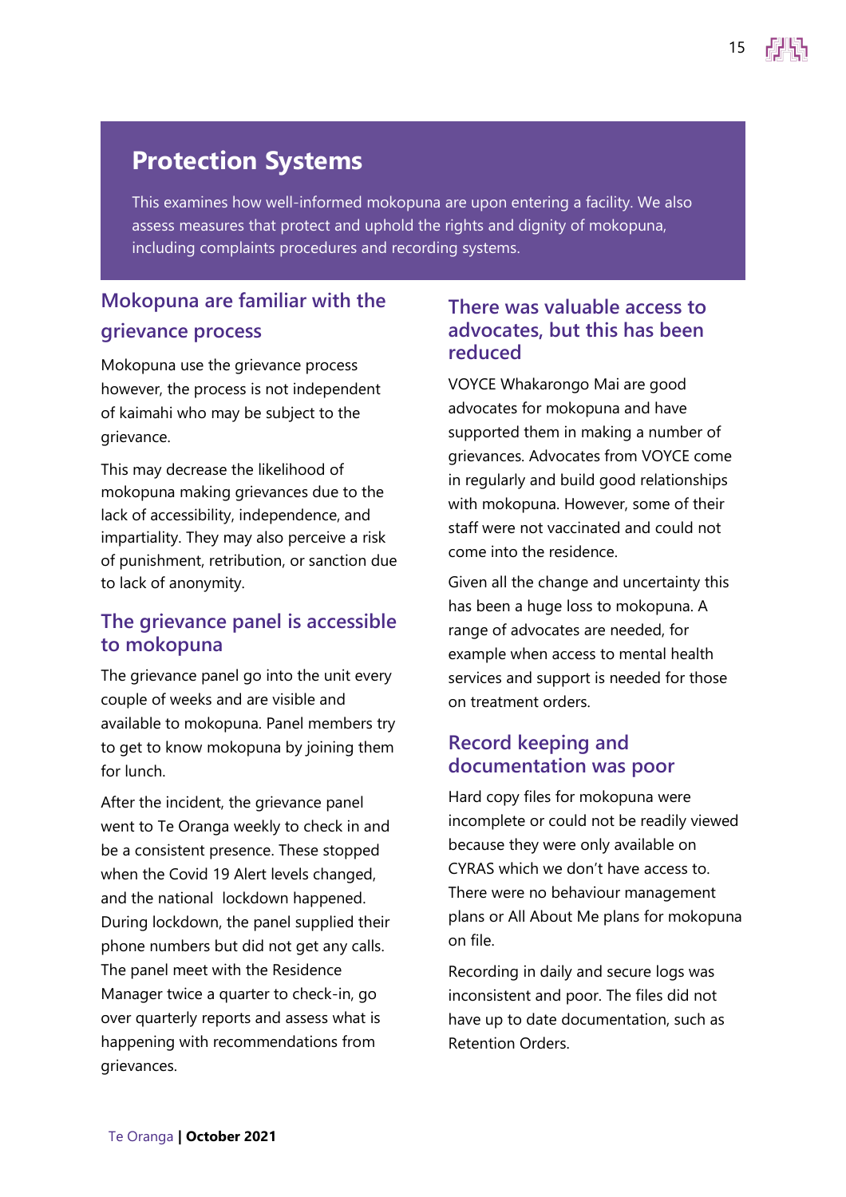## Protection Systems

This examines how well-informed mokopuna are upon entering a facility. We also assess measures that protect and uphold the rights and dignity of mokopuna, including complaints procedures and recording systems.

### Mokopuna are familiar with the grievance process

Mokopuna use the grievance process however, the process is not independent of kaimahi who may be subject to the grievance.

This may decrease the likelihood of mokopuna making grievances due to the lack of accessibility, independence, and impartiality. They may also perceive a risk of punishment, retribution, or sanction due to lack of anonymity.

### The grievance panel is accessible to mokopuna

The grievance panel go into the unit every couple of weeks and are visible and available to mokopuna. Panel members try to get to know mokopuna by joining them for lunch.

After the incident, the grievance panel went to Te Oranga weekly to check in and be a consistent presence. These stopped when the Covid 19 Alert levels changed, and the national lockdown happened. During lockdown, the panel supplied their phone numbers but did not get any calls. The panel meet with the Residence Manager twice a quarter to check-in, go over quarterly reports and assess what is happening with recommendations from grievances.

### There was valuable access to advocates, but this has been reduced

VOYCE Whakarongo Mai are good advocates for mokopuna and have supported them in making a number of grievances. Advocates from VOYCE come in regularly and build good relationships with mokopuna. However, some of their staff were not vaccinated and could not come into the residence.

Given all the change and uncertainty this has been a huge loss to mokopuna. A range of advocates are needed, for example when access to mental health services and support is needed for those on treatment orders.

### Record keeping and documentation was poor

Hard copy files for mokopuna were incomplete or could not be readily viewed because they were only available on CYRAS which we don't have access to. There were no behaviour management plans or All About Me plans for mokopuna on file.

Recording in daily and secure logs was inconsistent and poor. The files did not have up to date documentation, such as Retention Orders.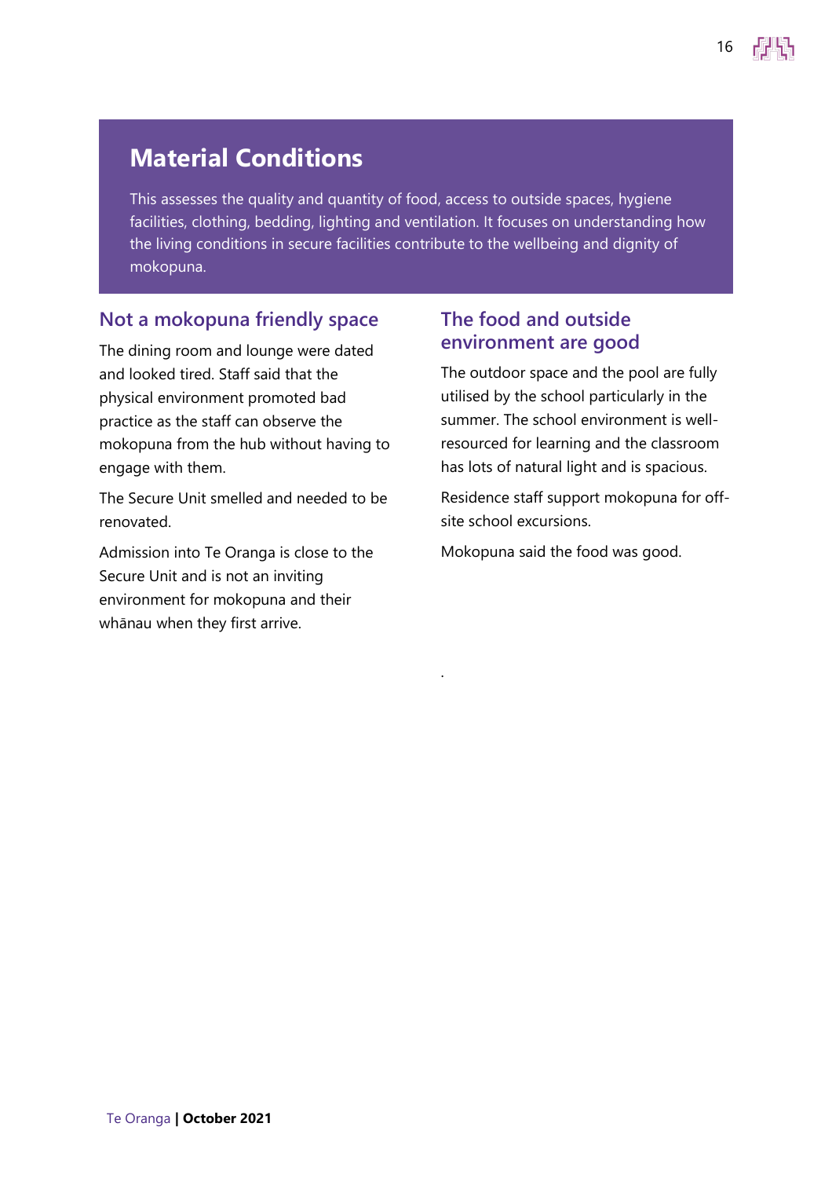## Material Conditions

This assesses the quality and quantity of food, access to outside spaces, hygiene facilities, clothing, bedding, lighting and ventilation. It focuses on understanding how the living conditions in secure facilities contribute to the wellbeing and dignity of mokopuna.

### Not a mokopuna friendly space

The dining room and lounge were dated and looked tired. Staff said that the physical environment promoted bad practice as the staff can observe the mokopuna from the hub without having to engage with them.

The Secure Unit smelled and needed to be renovated.

Admission into Te Oranga is close to the Secure Unit and is not an inviting environment for mokopuna and their whānau when they first arrive.

### The food and outside environment are good

The outdoor space and the pool are fully utilised by the school particularly in the summer. The school environment is well-resourced for learning and the classroom has lots of natural light and is spacious.

Residence staff support mokopuna for off-site school excursions.

Mokopuna said the food was good.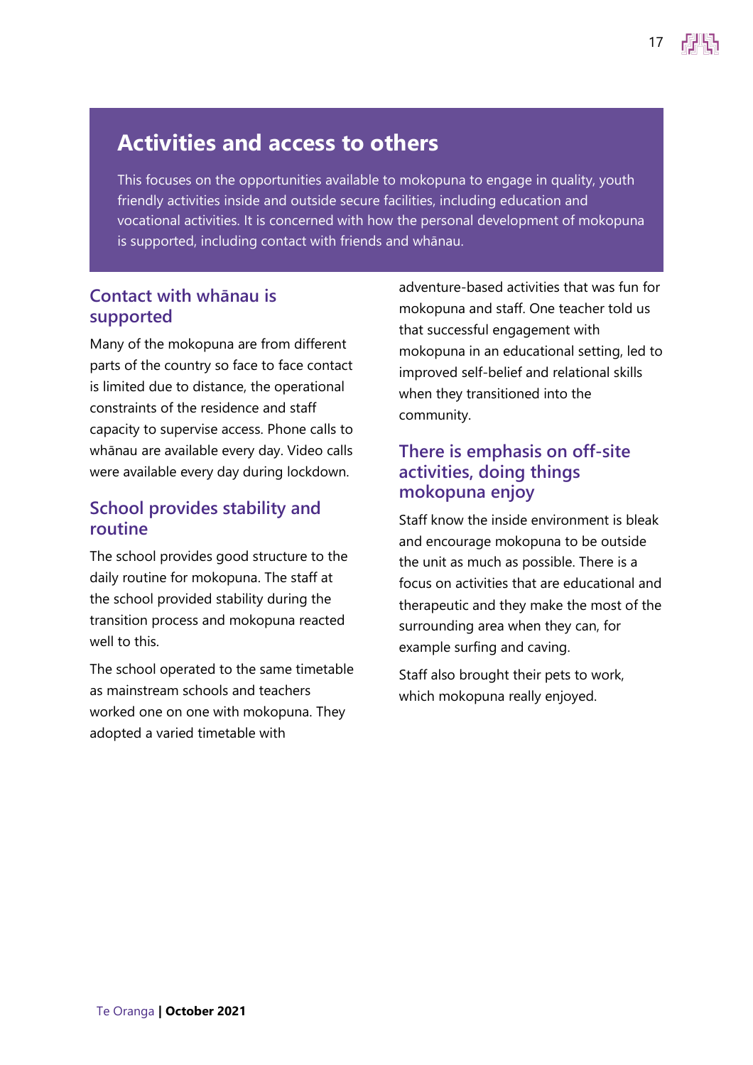## Activities and access to others

This focuses on the opportunities available to mokopuna to engage in quality, youth friendly activities inside and outside secure facilities, including education and vocational activities. It is concerned with how the personal development of mokopuna is supported, including contact with friends and whānau.

### Contact with whānau is supported

Many of the mokopuna are from different parts of the country so face to face contact is limited due to distance, the operational constraints of the residence and staff capacity to supervise access. Phone calls to whānau are available every day. Video calls were available every day during lockdown.

### School provides stability and routine

The school provides good structure to the daily routine for mokopuna. The staff at the school provided stability during the transition process and mokopuna reacted well to this.

The school operated to the same timetable as mainstream schools and teachers worked one on one with mokopuna. They adopted a varied timetable with adventure-based activities that was fun for mokopuna and staff. One teacher told us that successful engagement with mokopuna in an educational setting, led to improved self-belief and relational skills when they transitioned into the community.

### There is emphasis on off-site activities, doing things mokopuna enjoy

Staff know the inside environment is bleak and encourage mokopuna to be outside the unit as much as possible. There is a focus on activities that are educational and therapeutic and they make the most of the surrounding area when they can, for example surfing and caving.

Staff also brought their pets to work, which mokopuna really enjoyed.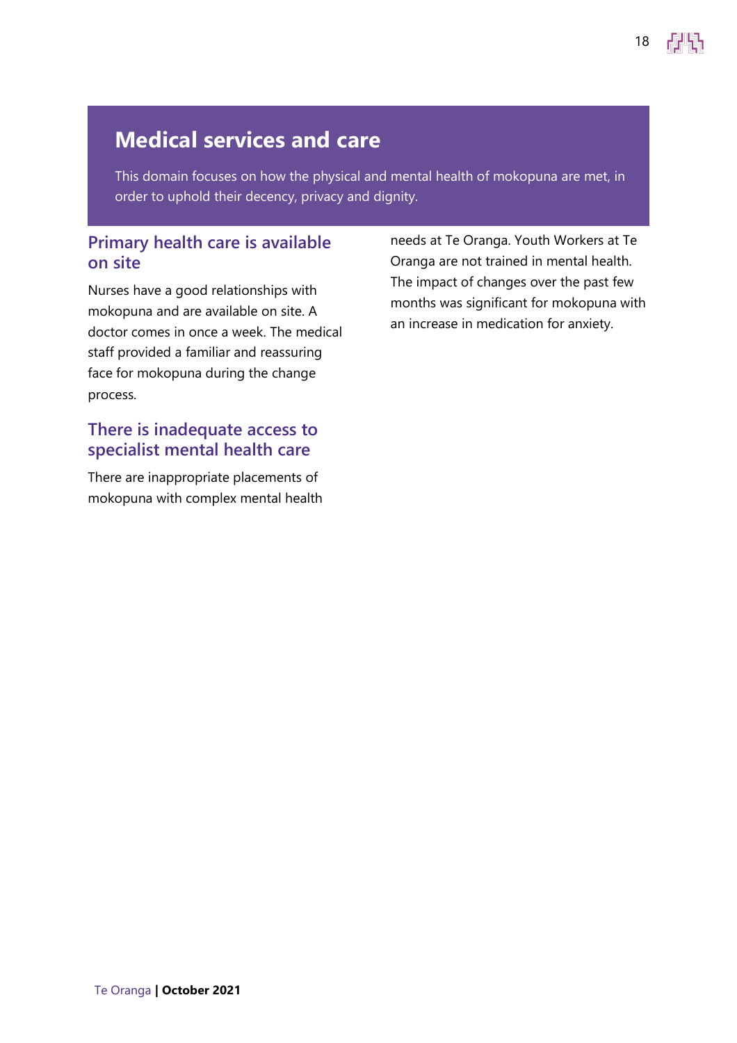## Medical services and care

This domain focuses on how the physical and mental health of mokopuna are met, in order to uphold their decency, privacy and dignity.

### Primary health care is available on site

Nurses have a good relationships with mokopuna and are available on site. A doctor comes in once a week. The medical staff provided a familiar and reassuring face for mokopuna during the change process.

### There is inadequate access to specialist mental health care

There are inappropriate placements of mokopuna with complex mental health needs at Te Oranga. Youth Workers at Te Oranga are not trained in mental health. The impact of changes over the past few months was significant for mokopuna with an increase in medication for anxiety.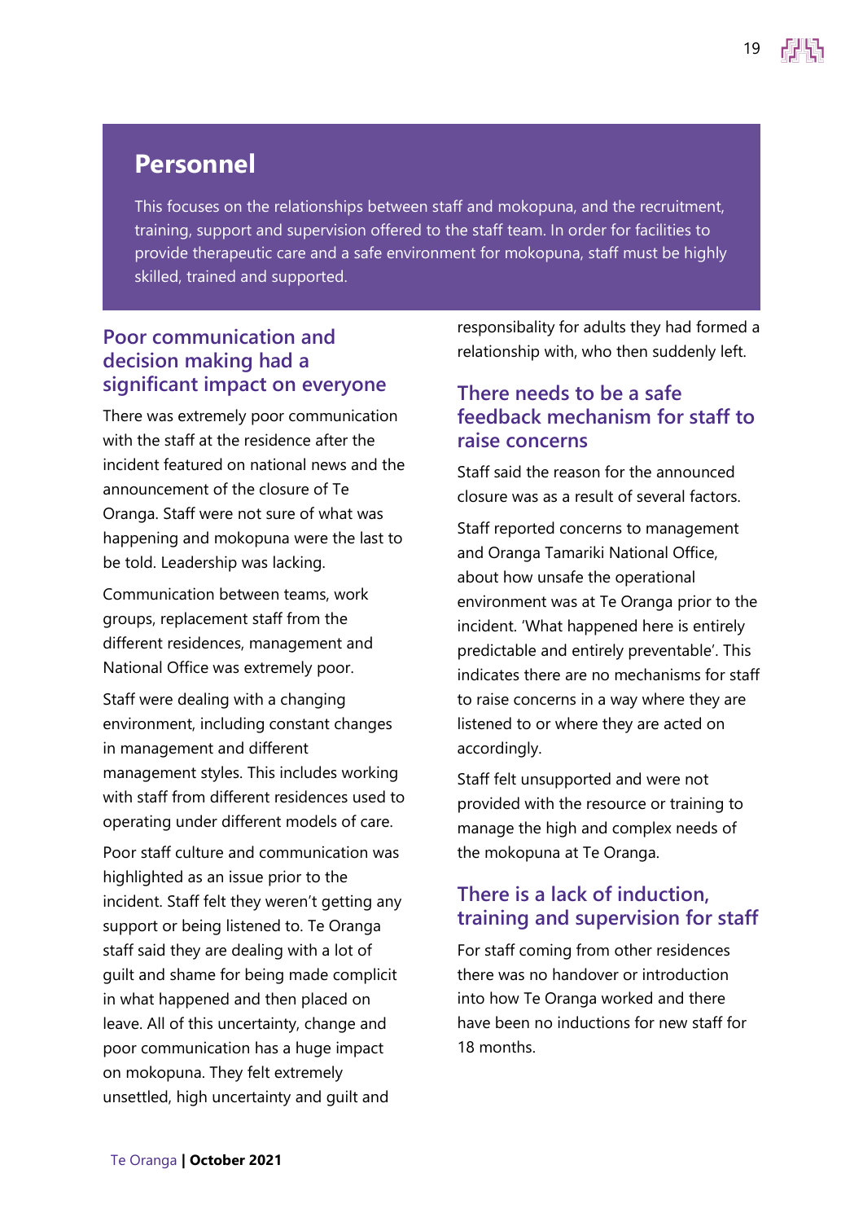## Personnel

This focuses on the relationships between staff and mokopuna, and the recruitment, training, support and supervision offered to the staff team. In order for facilities to provide therapeutic care and a safe environment for mokopuna, staff must be highly skilled, trained and supported.

### Poor communication and decision making had a significant impact on everyone

There was extremely poor communication with the staff at the residence after the incident featured on national news and the announcement of the closure of Te Oranga. Staff were not sure of what was happening and mokopuna were the last to be told. Leadership was lacking.

Communication between teams, work groups, replacement staff from the different residences, management and National Office was extremely poor.

Staff were dealing with a changing environment, including constant changes in management and different management styles. This includes working with staff from different residences used to operating under different models of care.

Poor staff culture and communication was highlighted as an issue prior to the incident. Staff felt they weren't getting any support or being listened to. Te Oranga staff said they are dealing with a lot of guilt and shame for being made complicit in what happened and then placed on leave. All of this uncertainty, change and poor communication has a huge impact on mokopuna. They felt extremely unsettled, high uncertainty and guilt and responsibility for adults they had formed a relationship with, who then suddenly left.

### There needs to be a safe feedback mechanism for staff to raise concerns

Staff said the reason for the announced closure was as a result of several factors.

Staff reported concerns to management and Oranga Tamariki National Office, about how unsafe the operational environment was at Te Oranga prior to the incident. 'What happened here is entirely predictable and entirely preventable'. This indicates there are no mechanisms for staff to raise concerns in a way where they are listened to or where they are acted on accordingly.

Staff felt unsupported and were not provided with the resource or training to manage the high and complex needs of the mokopuna at Te Oranga.

### There is a lack of induction, training and supervision for staff

For staff coming from other residences there was no handover or introduction into how Te Oranga worked and there have been no inductions for new staff for 18 months.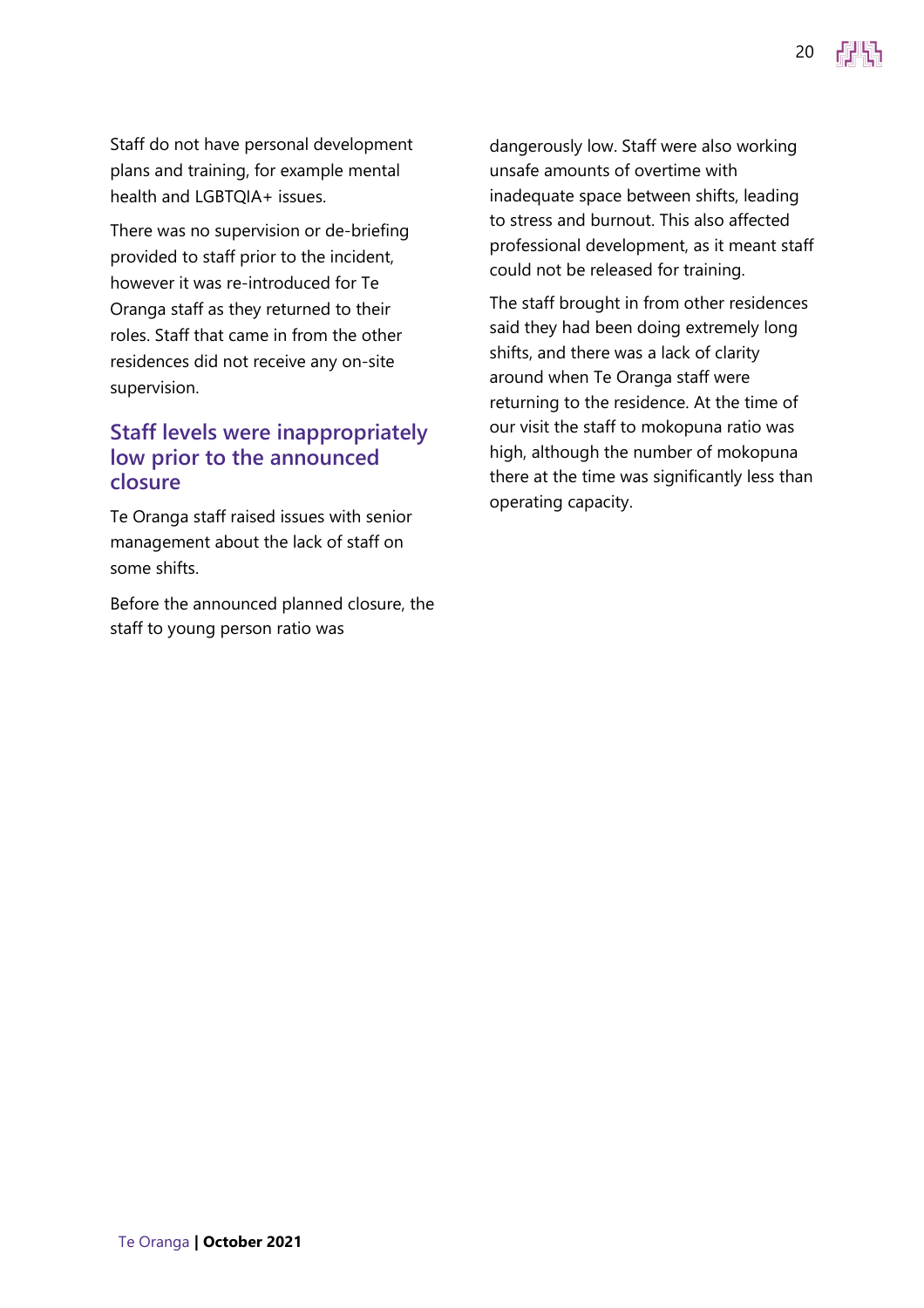Staff do not have personal development plans and training, for example mental health and LGBTQIA+ issues.

There was no supervision or de-briefing provided to staff prior to the incident, however it was re-introduced for Te Oranga staff as they returned to their roles. Staff that came in from the other residences did not receive any on-site supervision.

## Staff levels were inappropriately low prior to the announced closure

Te Oranga staff raised issues with senior management about the lack of staff on some shifts.

Before the announced planned closure, the staff to young person ratio was dangerously low. Staff were also working unsafe amounts of overtime with inadequate space between shifts, leading to stress and burnout. This also affected professional development, as it meant staff could not be released for training.

The staff brought in from other residences said they had been doing extremely long shifts, and there was a lack of clarity around when Te Oranga staff were returning to the residence. At the time of our visit the staff to mokopuna ratio was high, although the number of mokopuna there at the time was significantly less than operating capacity.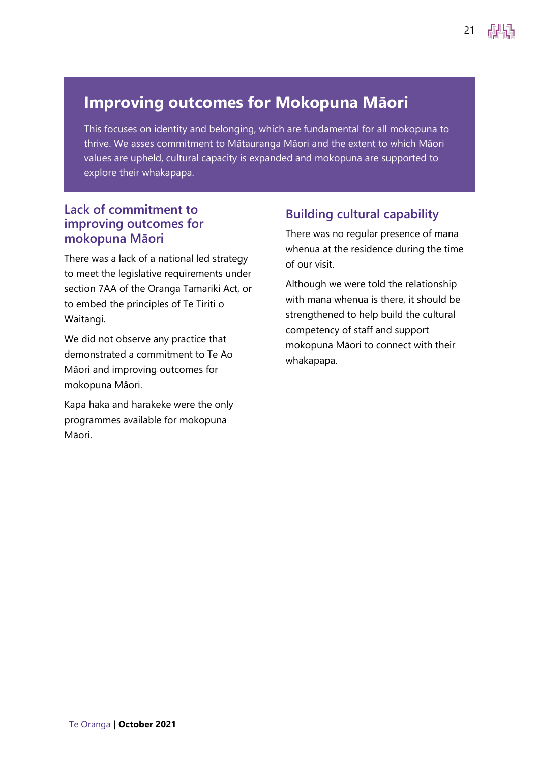## Improving outcomes for Mokopuna Māori

This focuses on identity and belonging, which are fundamental for all mokopuna to thrive. We asses commitment to Mātauranga Māori and the extent to which Māori values are upheld, cultural capacity is expanded and mokopuna are supported to explore their whakapapa.

### Lack of commitment to improving outcomes for mokopuna Māori

There was a lack of a national led strategy to meet the legislative requirements under section 7AA of the Oranga Tamariki Act, or to embed the principles of Te Tiriti o Waitangi.

We did not observe any practice that demonstrated a commitment to Te Ao Māori and improving outcomes for mokopuna Māori.

Kapa haka and harakeke were the only programmes available for mokopuna Māori.

### Building cultural capability

There was no regular presence of mana whenua at the residence during the time of our visit.

Although we were told the relationship with mana whenua is there, it should be strengthened to help build the cultural competency of staff and support mokopuna Māori to connect with their whakapapa.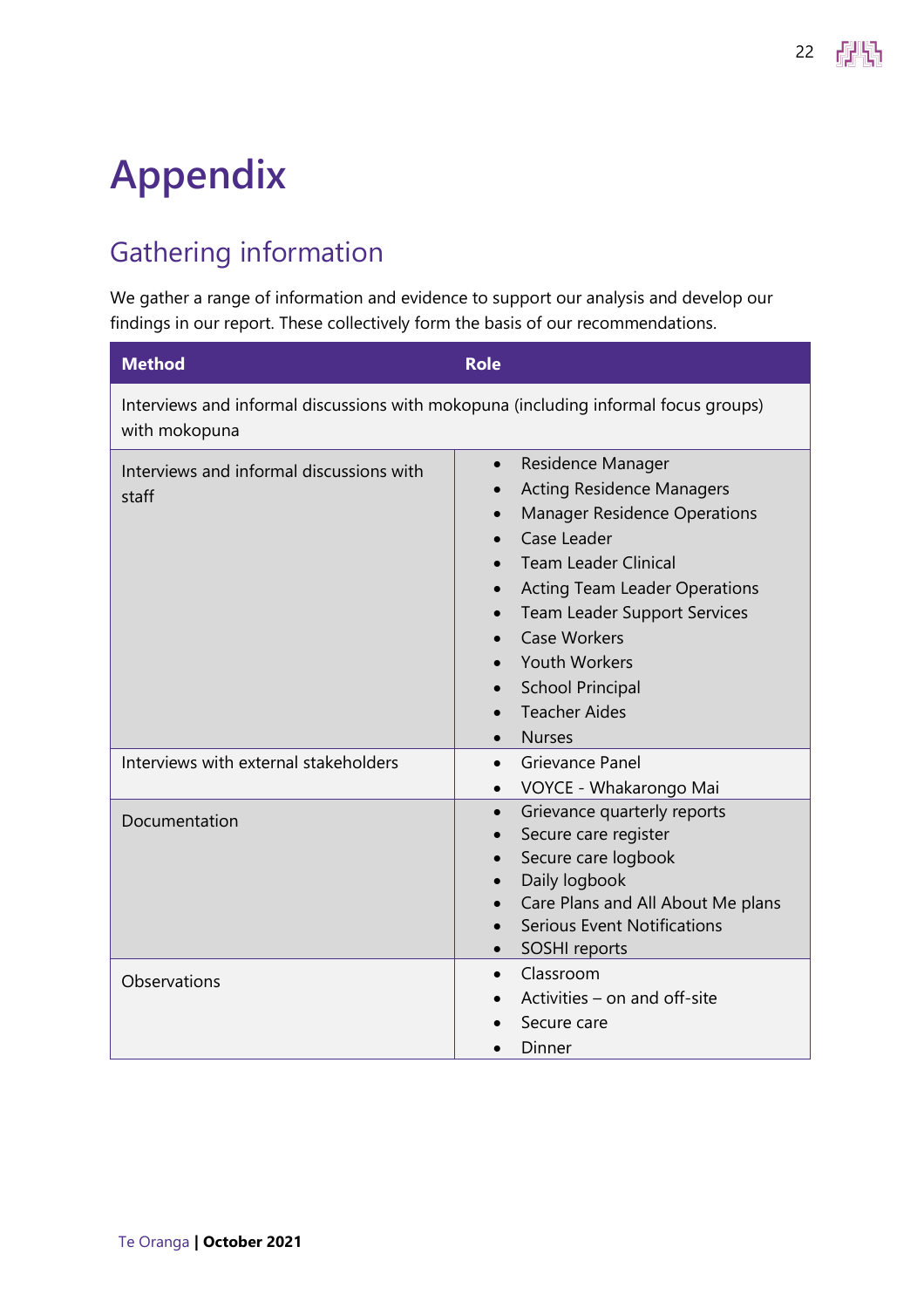# Appendix

## Gathering information

We gather a range of information and evidence to support our analysis and develop our findings in our report. These collectively form the basis of our recommendations.

| Method | Role |
|---|---|
| Interviews and informal discussions with mokopuna (including informal focus groups) with mokopuna | |
| Interviews and informal discussions with staff | • Residence Manager<br>• Acting Residence Managers<br>• Manager Residence Operations<br>• Case Leader<br>• Team Leader Clinical<br>• Acting Team Leader Operations<br>• Team Leader Support Services<br>• Case Workers<br>• Youth Workers<br>• School Principal<br>• Teacher Aides<br>• Nurses |
| Interviews with external stakeholders | • Grievance Panel<br>• VOYCE - Whakarongo Mai |
| Documentation | • Grievance quarterly reports<br>• Secure care register<br>• Secure care logbook<br>• Daily logbook<br>• Care Plans and All About Me plans<br>• Serious Event Notifications<br>• SOSHI reports |
| Observations | • Classroom<br>• Activities – on and off-site<br>• Secure care<br>• Dinner |